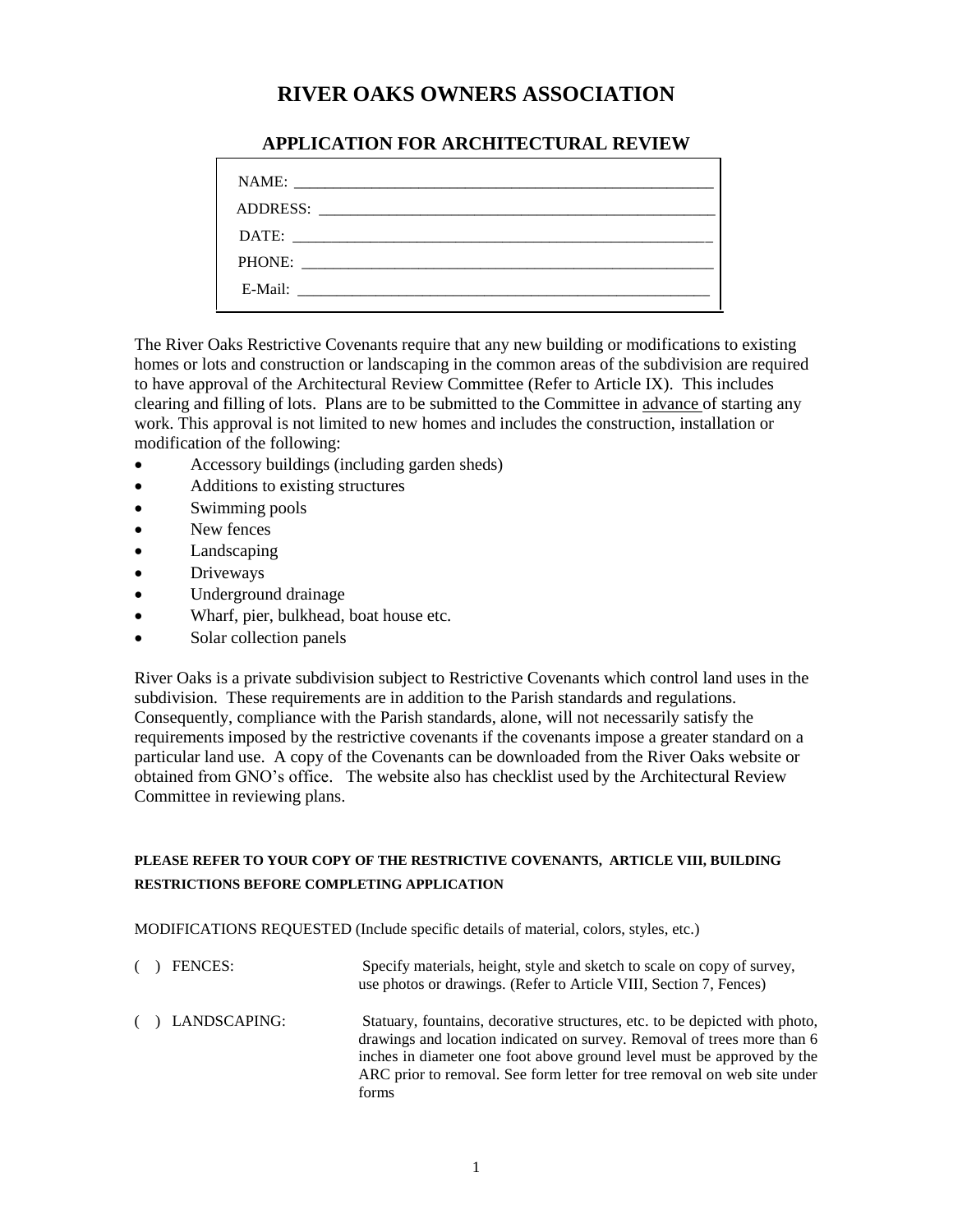# RIVER OAKS OWNERS ASSOCIATION

## APPLICATION FOR ARCHITECTURAL REVIEW

NAME: _______________________________________________________

ADDRESS: ____________________________________________________

DATE: _______________________________________________________

PHONE: ______________________________________________________

E-Mail: ______________________________________________________

The River Oaks Restrictive Covenants require that any new building or modifications to existing homes or lots and construction or landscaping in the common areas of the subdivision are required to have approval of the Architectural Review Committee (Refer to Article IX). This includes clearing and filling of lots. Plans are to be submitted to the Committee in <u>advance</u> of starting any work. This approval is not limited to new homes and includes the construction, installation or modification of the following:

- Accessory buildings (including garden sheds)
- Additions to existing structures
- Swimming pools
- New fences
- Landscaping
- Driveways
- Underground drainage
- Wharf, pier, bulkhead, boat house etc.
- Solar collection panels

River Oaks is a private subdivision subject to Restrictive Covenants which control land uses in the subdivision. These requirements are in addition to the Parish standards and regulations. Consequently, compliance with the Parish standards, alone, will not necessarily satisfy the requirements imposed by the restrictive covenants if the covenants impose a greater standard on a particular land use. A copy of the Covenants can be downloaded from the River Oaks website or obtained from GNO's office. The website also has checklist used by the Architectural Review Committee in reviewing plans.

**PLEASE REFER TO YOUR COPY OF THE RESTRICTIVE COVENANTS, ARTICLE VIII, BUILDING RESTRICTIONS BEFORE COMPLETING APPLICATION**

MODIFICATIONS REQUESTED (Include specific details of material, colors, styles, etc.)

( ) FENCES: Specify materials, height, style and sketch to scale on copy of survey, use photos or drawings. (Refer to Article VIII, Section 7, Fences)

( ) LANDSCAPING: Statuary, fountains, decorative structures, etc. to be depicted with photo, drawings and location indicated on survey. Removal of trees more than 6 inches in diameter one foot above ground level must be approved by the ARC prior to removal. See form letter for tree removal on web site under forms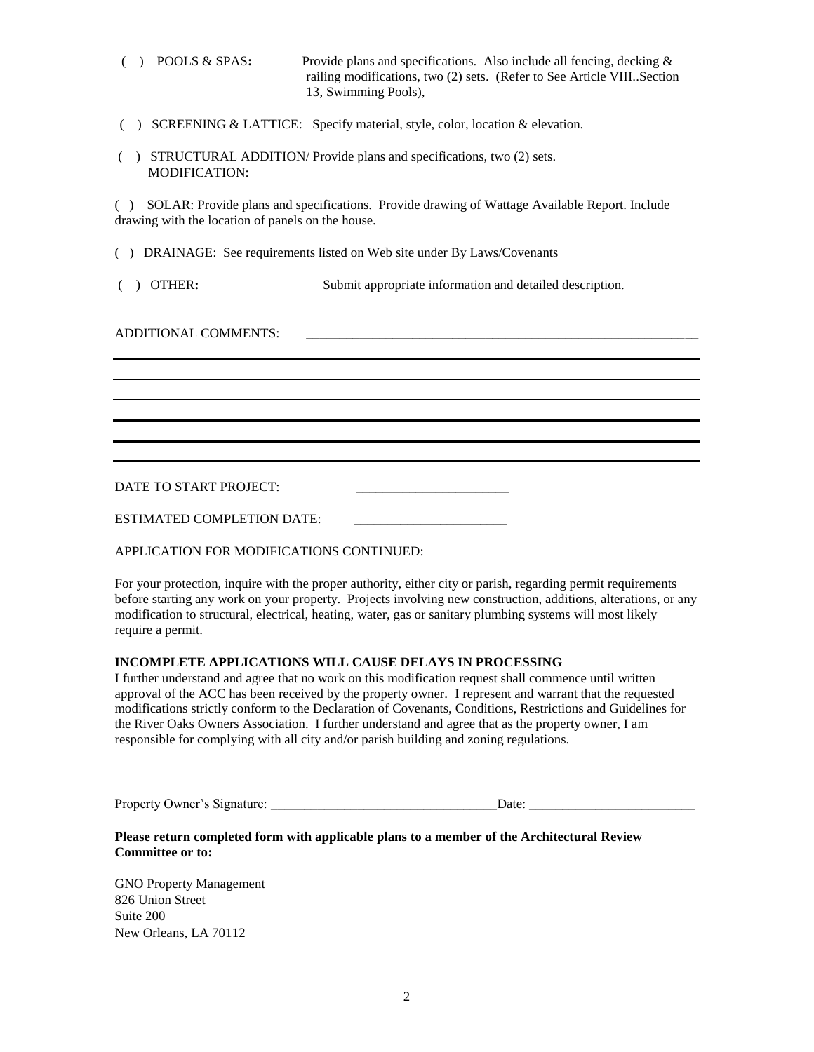( ) POOLS & SPAS**:** Provide plans and specifications. Also include all fencing, decking & railing modifications, two (2) sets. (Refer to See Article VIII..Section 13, Swimming Pools),

( ) SCREENING & LATTICE: Specify material, style, color, location & elevation.

( ) STRUCTURAL ADDITION/ MODIFICATION: Provide plans and specifications, two (2) sets.

( ) SOLAR: Provide plans and specifications. Provide drawing of Wattage Available Report. Include drawing with the location of panels on the house.

( ) DRAINAGE: See requirements listed on Web site under By Laws/Covenants

( ) OTHER**:** Submit appropriate information and detailed description.

ADDITIONAL COMMENTS: ______________________________________________________________

______________________________________________________________________________

______________________________________________________________________________

______________________________________________________________________________

______________________________________________________________________________

______________________________________________________________________________

______________________________________________________________________________

DATE TO START PROJECT: _______________________

ESTIMATED COMPLETION DATE: _______________________

APPLICATION FOR MODIFICATIONS CONTINUED:

For your protection, inquire with the proper authority, either city or parish, regarding permit requirements before starting any work on your property. Projects involving new construction, additions, alterations, or any modification to structural, electrical, heating, water, gas or sanitary plumbing systems will most likely require a permit.

**INCOMPLETE APPLICATIONS WILL CAUSE DELAYS IN PROCESSING**

I further understand and agree that no work on this modification request shall commence until written approval of the ACC has been received by the property owner. I represent and warrant that the requested modifications strictly conform to the Declaration of Covenants, Conditions, Restrictions and Guidelines for the River Oaks Owners Association. I further understand and agree that as the property owner, I am responsible for complying with all city and/or parish building and zoning regulations.

Property Owner's Signature: __________________________________Date: _________________________

**Please return completed form with applicable plans to a member of the Architectural Review Committee or to:**

GNO Property Management
826 Union Street
Suite 200
New Orleans, LA 70112